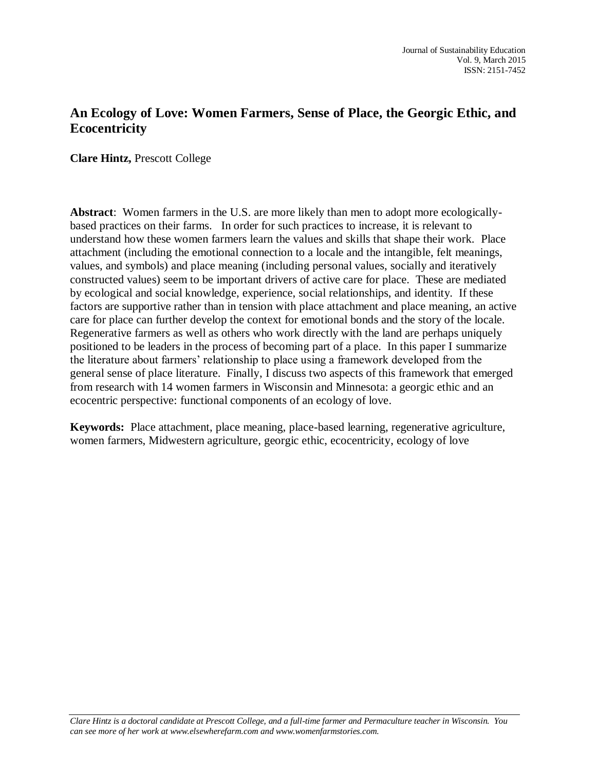# An Ecology of Love: Women Farmers, Sense of Place, the Georgic Ethic, and Ecocentricity

**Clare Hintz,** Prescott College

**Abstract**: Women farmers in the U.S. are more likely than men to adopt more ecologically-based practices on their farms. In order for such practices to increase, it is relevant to understand how these women farmers learn the values and skills that shape their work. Place attachment (including the emotional connection to a locale and the intangible, felt meanings, values, and symbols) and place meaning (including personal values, socially and iteratively constructed values) seem to be important drivers of active care for place. These are mediated by ecological and social knowledge, experience, social relationships, and identity. If these factors are supportive rather than in tension with place attachment and place meaning, an active care for place can further develop the context for emotional bonds and the story of the locale. Regenerative farmers as well as others who work directly with the land are perhaps uniquely positioned to be leaders in the process of becoming part of a place. In this paper I summarize the literature about farmers' relationship to place using a framework developed from the general sense of place literature. Finally, I discuss two aspects of this framework that emerged from research with 14 women farmers in Wisconsin and Minnesota: a georgic ethic and an ecocentric perspective: functional components of an ecology of love.

**Keywords:** Place attachment, place meaning, place-based learning, regenerative agriculture, women farmers, Midwestern agriculture, georgic ethic, ecocentricity, ecology of love

---

*Clare Hintz is a doctoral candidate at Prescott College, and a full-time farmer and Permaculture teacher in Wisconsin. You can see more of her work at www.elsewherefarm.com and www.womenfarmstories.com.*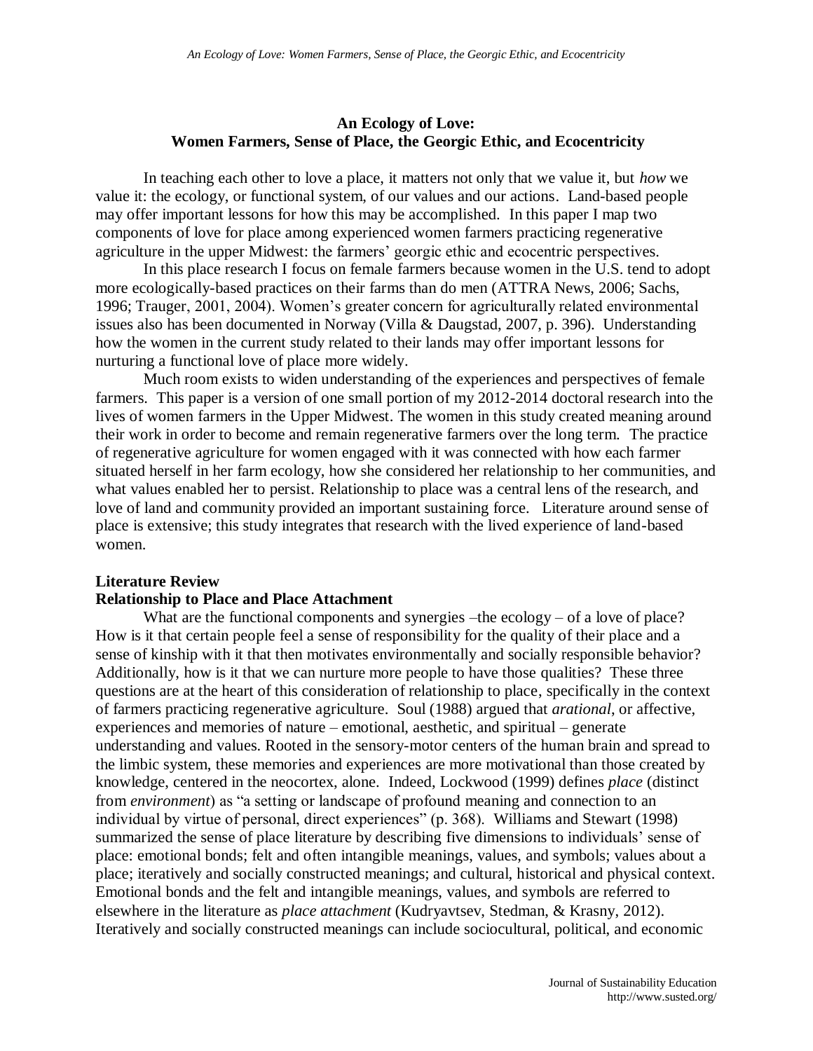## An Ecology of Love: Women Farmers, Sense of Place, the Georgic Ethic, and Ecocentricity

In teaching each other to love a place, it matters not only that we value it, but *how* we value it: the ecology, or functional system, of our values and our actions. Land-based people may offer important lessons for how this may be accomplished. In this paper I map two components of love for place among experienced women farmers practicing regenerative agriculture in the upper Midwest: the farmers' georgic ethic and ecocentric perspectives.

In this place research I focus on female farmers because women in the U.S. tend to adopt more ecologically-based practices on their farms than do men (ATTRA News, 2006; Sachs, 1996; Trauger, 2001, 2004). Women's greater concern for agriculturally related environmental issues also has been documented in Norway (Villa & Daugstad, 2007, p. 396). Understanding how the women in the current study related to their lands may offer important lessons for nurturing a functional love of place more widely.

Much room exists to widen understanding of the experiences and perspectives of female farmers. This paper is a version of one small portion of my 2012-2014 doctoral research into the lives of women farmers in the Upper Midwest. The women in this study created meaning around their work in order to become and remain regenerative farmers over the long term. The practice of regenerative agriculture for women engaged with it was connected with how each farmer situated herself in her farm ecology, how she considered her relationship to her communities, and what values enabled her to persist. Relationship to place was a central lens of the research, and love of land and community provided an important sustaining force. Literature around sense of place is extensive; this study integrates that research with the lived experience of land-based women.

### Literature Review

### Relationship to Place and Place Attachment

What are the functional components and synergies –the ecology – of a love of place? How is it that certain people feel a sense of responsibility for the quality of their place and a sense of kinship with it that then motivates environmentally and socially responsible behavior? Additionally, how is it that we can nurture more people to have those qualities? These three questions are at the heart of this consideration of relationship to place, specifically in the context of farmers practicing regenerative agriculture. Soul (1988) argued that *arational*, or affective, experiences and memories of nature – emotional, aesthetic, and spiritual – generate understanding and values. Rooted in the sensory-motor centers of the human brain and spread to the limbic system, these memories and experiences are more motivational than those created by knowledge, centered in the neocortex, alone. Indeed, Lockwood (1999) defines *place* (distinct from *environment*) as "a setting or landscape of profound meaning and connection to an individual by virtue of personal, direct experiences" (p. 368). Williams and Stewart (1998) summarized the sense of place literature by describing five dimensions to individuals' sense of place: emotional bonds; felt and often intangible meanings, values, and symbols; values about a place; iteratively and socially constructed meanings; and cultural, historical and physical context. Emotional bonds and the felt and intangible meanings, values, and symbols are referred to elsewhere in the literature as *place attachment* (Kudryavtsev, Stedman, & Krasny, 2012). Iteratively and socially constructed meanings can include sociocultural, political, and economic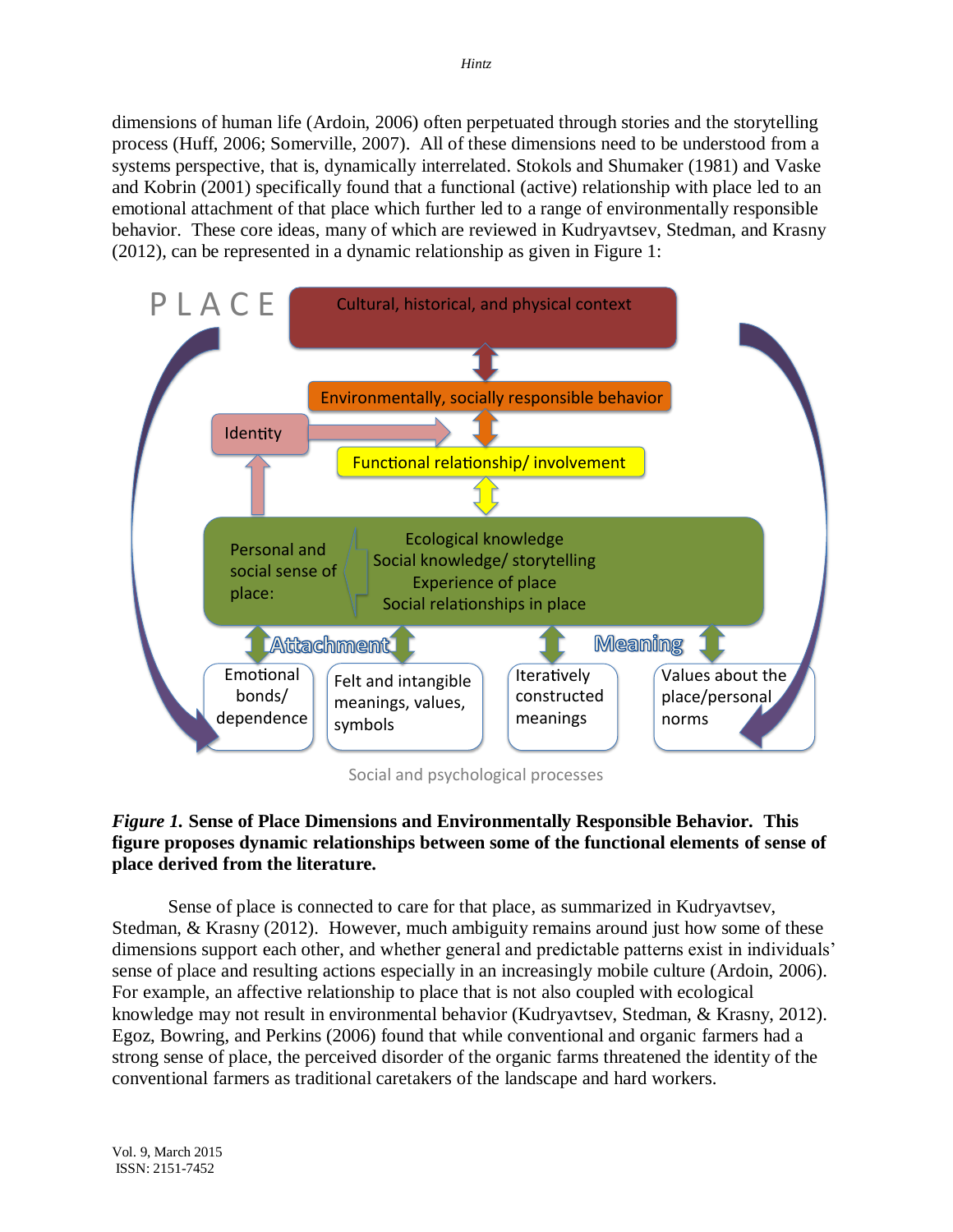dimensions of human life (Ardoin, 2006) often perpetuated through stories and the storytelling process (Huff, 2006; Somerville, 2007). All of these dimensions need to be understood from a systems perspective, that is, dynamically interrelated. Stokols and Shumaker (1981) and Vaske and Kobrin (2001) specifically found that a functional (active) relationship with place led to an emotional attachment of that place which further led to a range of environmentally responsible behavior. These core ideas, many of which are reviewed in Kudryavtsev, Stedman, and Krasny (2012), can be represented in a dynamic relationship as given in Figure 1:

PLACE

Cultural, historical, and physical context

Environmentally, socially responsible behavior

Identity

Functional relationship/ involvement

Personal and social sense of place:

Ecological knowledge
Social knowledge/ storytelling
Experience of place
Social relationships in place

Attachment

Meaning

Emotional bonds/ dependence

Felt and intangible meanings, values, symbols

Iteratively constructed meanings

Values about the place/personal norms

Social and psychological processes

***Figure 1.*** **Sense of Place Dimensions and Environmentally Responsible Behavior. This figure proposes dynamic relationships between some of the functional elements of sense of place derived from the literature.**

Sense of place is connected to care for that place, as summarized in Kudryavtsev, Stedman, & Krasny (2012). However, much ambiguity remains around just how some of these dimensions support each other, and whether general and predictable patterns exist in individuals' sense of place and resulting actions especially in an increasingly mobile culture (Ardoin, 2006). For example, an affective relationship to place that is not also coupled with ecological knowledge may not result in environmental behavior (Kudryavtsev, Stedman, & Krasny, 2012). Egoz, Bowring, and Perkins (2006) found that while conventional and organic farmers had a strong sense of place, the perceived disorder of the organic farms threatened the identity of the conventional farmers as traditional caretakers of the landscape and hard workers.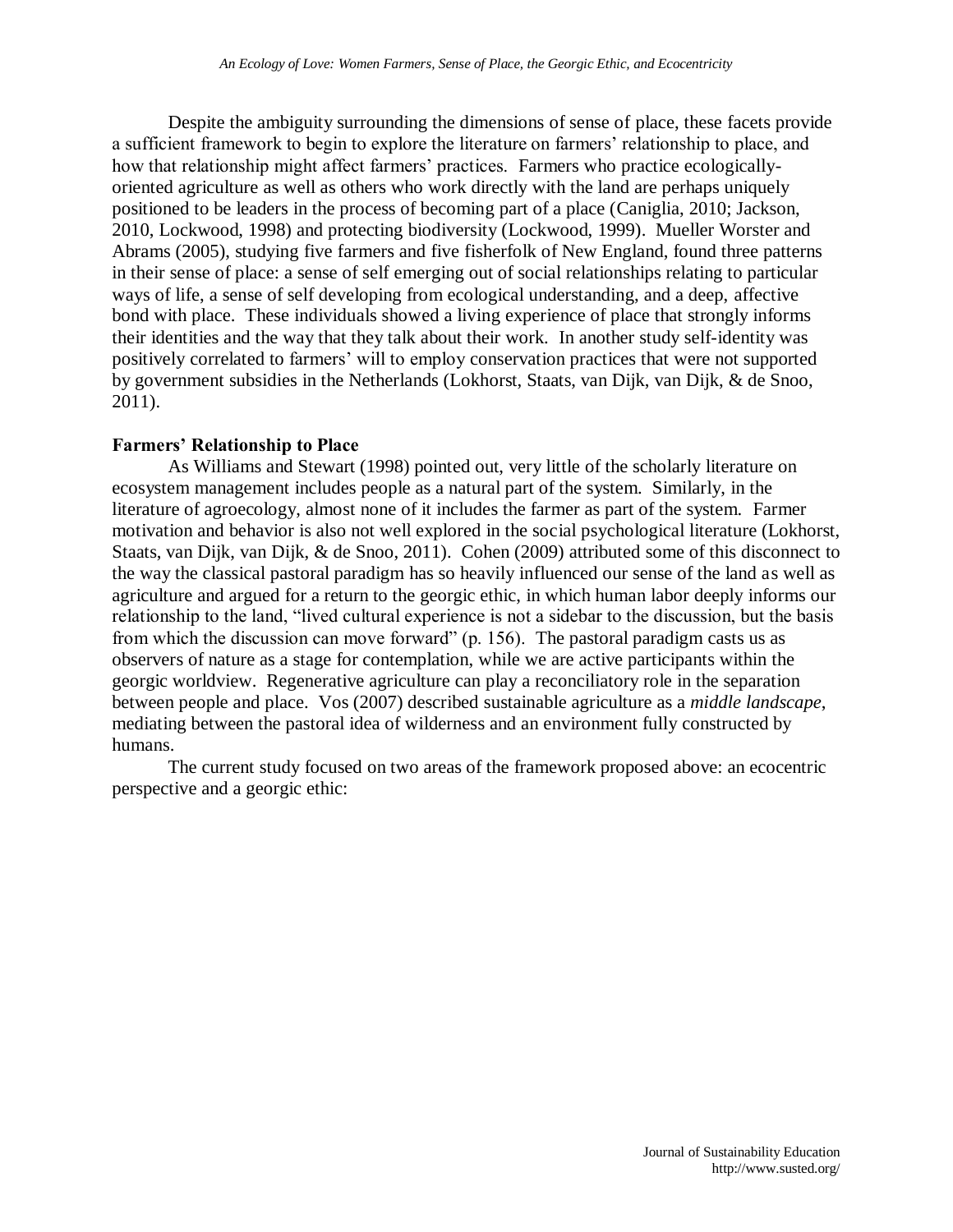Despite the ambiguity surrounding the dimensions of sense of place, these facets provide a sufficient framework to begin to explore the literature on farmers' relationship to place, and how that relationship might affect farmers' practices. Farmers who practice ecologically-oriented agriculture as well as others who work directly with the land are perhaps uniquely positioned to be leaders in the process of becoming part of a place (Caniglia, 2010; Jackson, 2010, Lockwood, 1998) and protecting biodiversity (Lockwood, 1999). Mueller Worster and Abrams (2005), studying five farmers and five fisherfolk of New England, found three patterns in their sense of place: a sense of self emerging out of social relationships relating to particular ways of life, a sense of self developing from ecological understanding, and a deep, affective bond with place. These individuals showed a living experience of place that strongly informs their identities and the way that they talk about their work. In another study self-identity was positively correlated to farmers' will to employ conservation practices that were not supported by government subsidies in the Netherlands (Lokhorst, Staats, van Dijk, van Dijk, & de Snoo, 2011).

**Farmers' Relationship to Place**

As Williams and Stewart (1998) pointed out, very little of the scholarly literature on ecosystem management includes people as a natural part of the system. Similarly, in the literature of agroecology, almost none of it includes the farmer as part of the system. Farmer motivation and behavior is also not well explored in the social psychological literature (Lokhorst, Staats, van Dijk, van Dijk, & de Snoo, 2011). Cohen (2009) attributed some of this disconnect to the way the classical pastoral paradigm has so heavily influenced our sense of the land as well as agriculture and argued for a return to the georgic ethic, in which human labor deeply informs our relationship to the land, "lived cultural experience is not a sidebar to the discussion, but the basis from which the discussion can move forward" (p. 156). The pastoral paradigm casts us as observers of nature as a stage for contemplation, while we are active participants within the georgic worldview. Regenerative agriculture can play a reconciliatory role in the separation between people and place. Vos (2007) described sustainable agriculture as a *middle landscape*, mediating between the pastoral idea of wilderness and an environment fully constructed by humans.

The current study focused on two areas of the framework proposed above: an ecocentric perspective and a georgic ethic: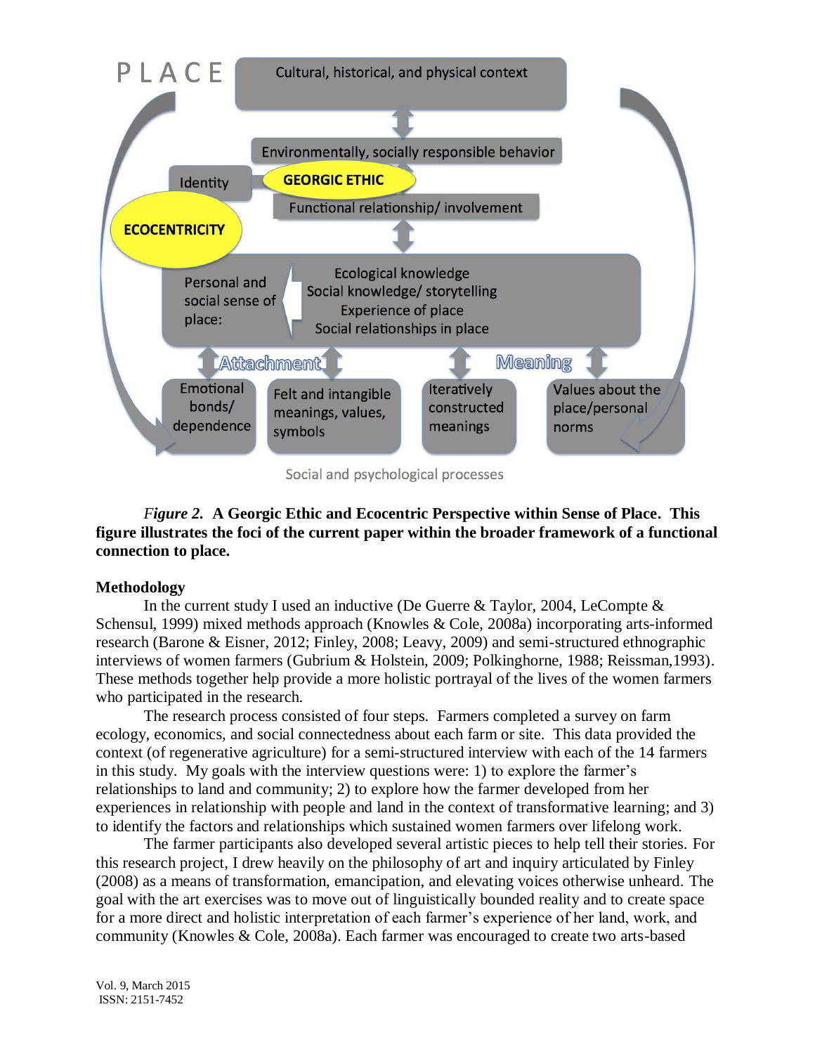PLACE

Cultural, historical, and physical context

Environmentally, socially responsible behavior

Identity

GEORGIC ETHIC

Functional relationship/ involvement

ECOCENTRICITY

Personal and social sense of place:

Ecological knowledge
Social knowledge/ storytelling
Experience of place
Social relationships in place

Attachment

Meaning

Emotional bonds/ dependence

Felt and intangible meanings, values, symbols

Iteratively constructed meanings

Values about the place/personal norms

Social and psychological processes

*Figure 2.* **A Georgic Ethic and Ecocentric Perspective within Sense of Place. This figure illustrates the foci of the current paper within the broader framework of a functional connection to place.**

**Methodology**

In the current study I used an inductive (De Guerre & Taylor, 2004, LeCompte & Schensul, 1999) mixed methods approach (Knowles & Cole, 2008a) incorporating arts-informed research (Barone & Eisner, 2012; Finley, 2008; Leavy, 2009) and semi-structured ethnographic interviews of women farmers (Gubrium & Holstein, 2009; Polkinghorne, 1988; Reissman,1993). These methods together help provide a more holistic portrayal of the lives of the women farmers who participated in the research.

The research process consisted of four steps. Farmers completed a survey on farm ecology, economics, and social connectedness about each farm or site. This data provided the context (of regenerative agriculture) for a semi-structured interview with each of the 14 farmers in this study. My goals with the interview questions were: 1) to explore the farmer's relationships to land and community; 2) to explore how the farmer developed from her experiences in relationship with people and land in the context of transformative learning; and 3) to identify the factors and relationships which sustained women farmers over lifelong work.

The farmer participants also developed several artistic pieces to help tell their stories. For this research project, I drew heavily on the philosophy of art and inquiry articulated by Finley (2008) as a means of transformation, emancipation, and elevating voices otherwise unheard. The goal with the art exercises was to move out of linguistically bounded reality and to create space for a more direct and holistic interpretation of each farmer's experience of her land, work, and community (Knowles & Cole, 2008a). Each farmer was encouraged to create two arts-based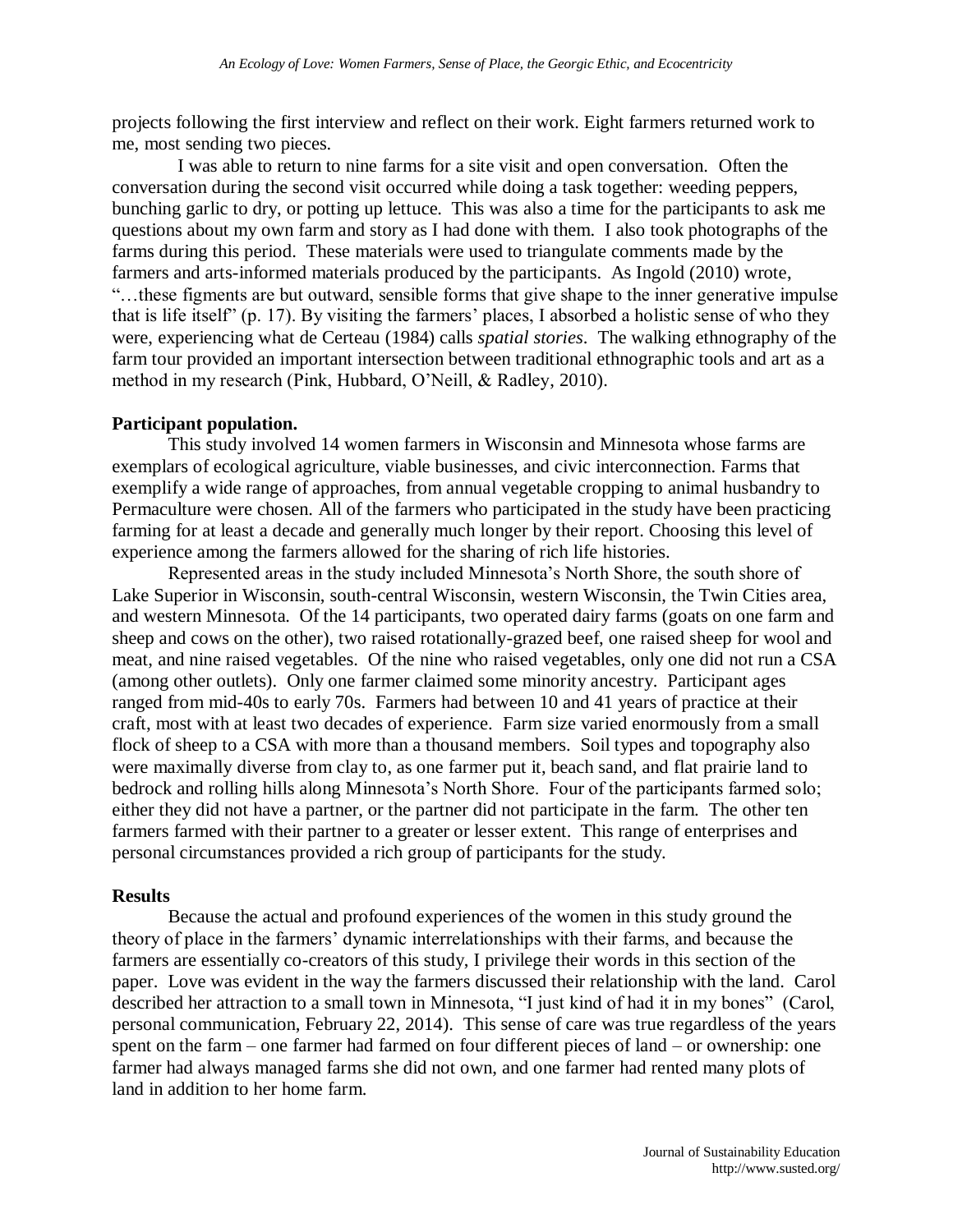projects following the first interview and reflect on their work. Eight farmers returned work to me, most sending two pieces.

I was able to return to nine farms for a site visit and open conversation. Often the conversation during the second visit occurred while doing a task together: weeding peppers, bunching garlic to dry, or potting up lettuce. This was also a time for the participants to ask me questions about my own farm and story as I had done with them. I also took photographs of the farms during this period. These materials were used to triangulate comments made by the farmers and arts-informed materials produced by the participants. As Ingold (2010) wrote, "…these figments are but outward, sensible forms that give shape to the inner generative impulse that is life itself" (p. 17). By visiting the farmers' places, I absorbed a holistic sense of who they were, experiencing what de Certeau (1984) calls *spatial stories*. The walking ethnography of the farm tour provided an important intersection between traditional ethnographic tools and art as a method in my research (Pink, Hubbard, O'Neill, & Radley, 2010).

**Participant population.**

This study involved 14 women farmers in Wisconsin and Minnesota whose farms are exemplars of ecological agriculture, viable businesses, and civic interconnection. Farms that exemplify a wide range of approaches, from annual vegetable cropping to animal husbandry to Permaculture were chosen. All of the farmers who participated in the study have been practicing farming for at least a decade and generally much longer by their report. Choosing this level of experience among the farmers allowed for the sharing of rich life histories.

Represented areas in the study included Minnesota's North Shore, the south shore of Lake Superior in Wisconsin, south-central Wisconsin, western Wisconsin, the Twin Cities area, and western Minnesota. Of the 14 participants, two operated dairy farms (goats on one farm and sheep and cows on the other), two raised rotationally-grazed beef, one raised sheep for wool and meat, and nine raised vegetables. Of the nine who raised vegetables, only one did not run a CSA (among other outlets). Only one farmer claimed some minority ancestry. Participant ages ranged from mid-40s to early 70s. Farmers had between 10 and 41 years of practice at their craft, most with at least two decades of experience. Farm size varied enormously from a small flock of sheep to a CSA with more than a thousand members. Soil types and topography also were maximally diverse from clay to, as one farmer put it, beach sand, and flat prairie land to bedrock and rolling hills along Minnesota's North Shore. Four of the participants farmed solo; either they did not have a partner, or the partner did not participate in the farm. The other ten farmers farmed with their partner to a greater or lesser extent. This range of enterprises and personal circumstances provided a rich group of participants for the study.

## Results

Because the actual and profound experiences of the women in this study ground the theory of place in the farmers' dynamic interrelationships with their farms, and because the farmers are essentially co-creators of this study, I privilege their words in this section of the paper. Love was evident in the way the farmers discussed their relationship with the land. Carol described her attraction to a small town in Minnesota, "I just kind of had it in my bones" (Carol, personal communication, February 22, 2014). This sense of care was true regardless of the years spent on the farm – one farmer had farmed on four different pieces of land – or ownership: one farmer had always managed farms she did not own, and one farmer had rented many plots of land in addition to her home farm.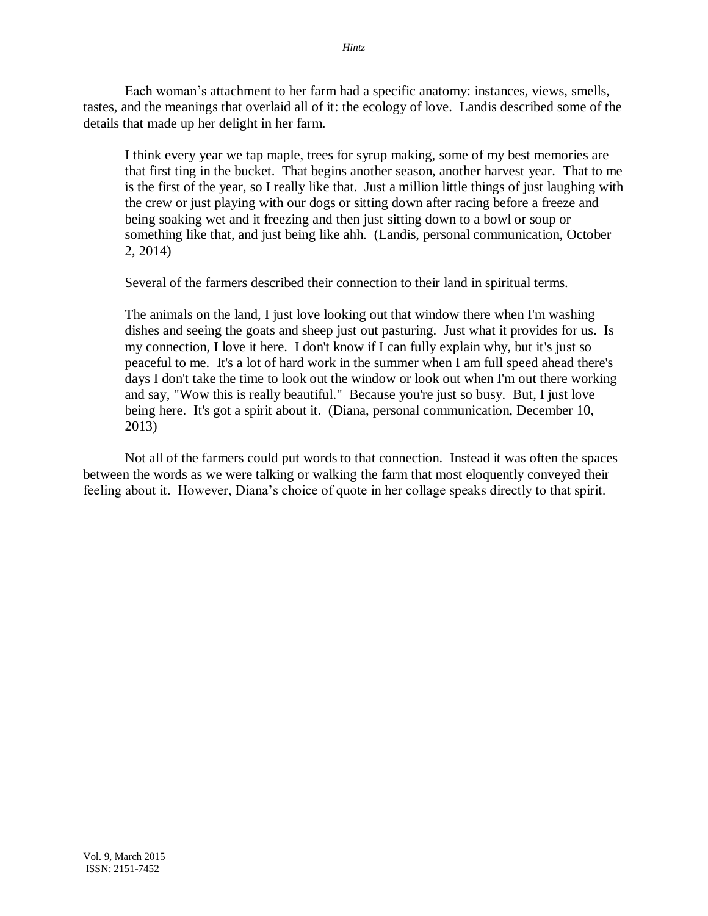Each woman's attachment to her farm had a specific anatomy: instances, views, smells, tastes, and the meanings that overlaid all of it: the ecology of love. Landis described some of the details that made up her delight in her farm.

> I think every year we tap maple, trees for syrup making, some of my best memories are that first ting in the bucket. That begins another season, another harvest year. That to me is the first of the year, so I really like that. Just a million little things of just laughing with the crew or just playing with our dogs or sitting down after racing before a freeze and being soaking wet and it freezing and then just sitting down to a bowl or soup or something like that, and just being like ahh. (Landis, personal communication, October 2, 2014)

Several of the farmers described their connection to their land in spiritual terms.

> The animals on the land, I just love looking out that window there when I'm washing dishes and seeing the goats and sheep just out pasturing. Just what it provides for us. Is my connection, I love it here. I don't know if I can fully explain why, but it's just so peaceful to me. It's a lot of hard work in the summer when I am full speed ahead there's days I don't take the time to look out the window or look out when I'm out there working and say, "Wow this is really beautiful." Because you're just so busy. But, I just love being here. It's got a spirit about it. (Diana, personal communication, December 10, 2013)

Not all of the farmers could put words to that connection. Instead it was often the spaces between the words as we were talking or walking the farm that most eloquently conveyed their feeling about it. However, Diana's choice of quote in her collage speaks directly to that spirit.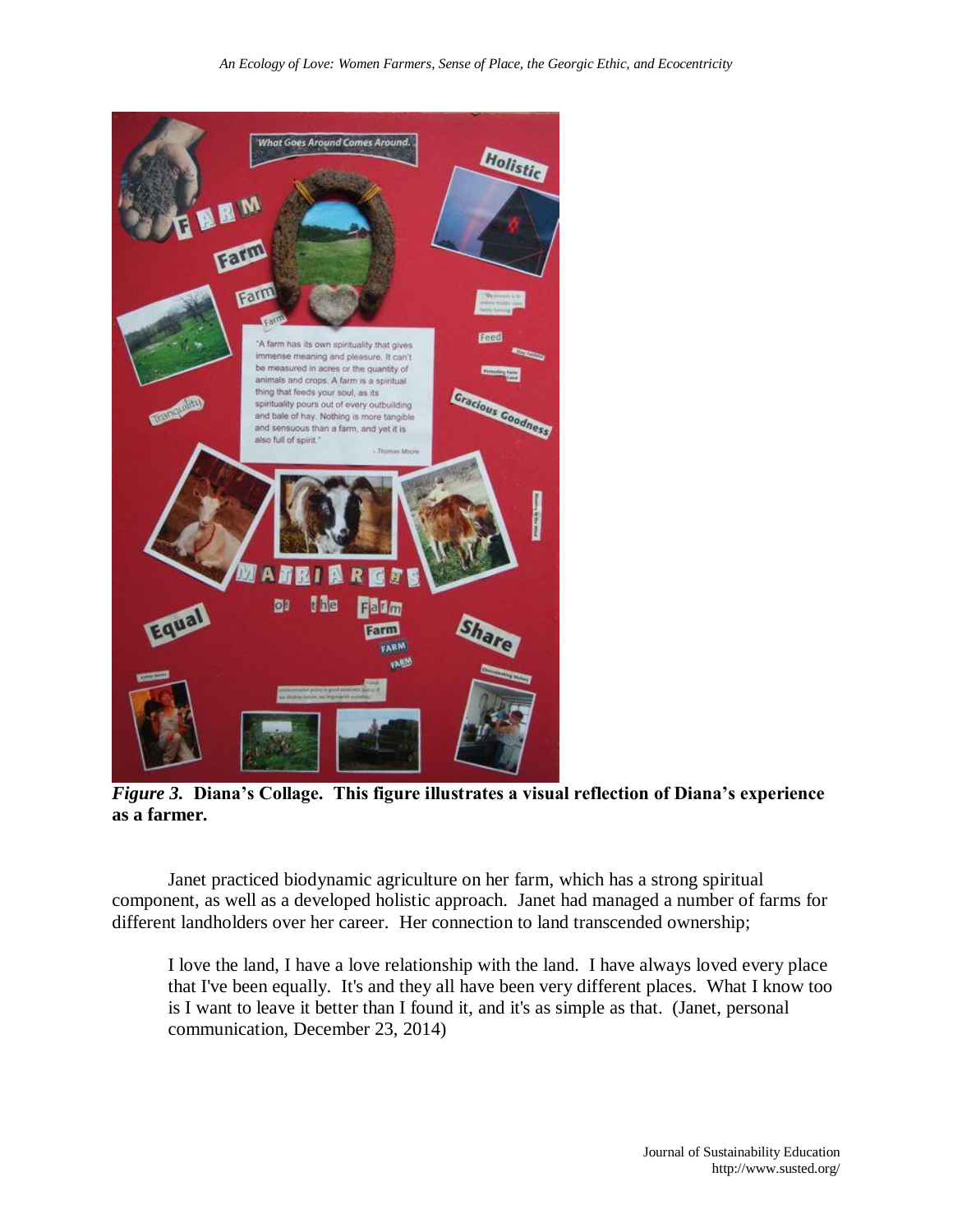*Figure 3.* **Diana's Collage. This figure illustrates a visual reflection of Diana's experience as a farmer.**

Janet practiced biodynamic agriculture on her farm, which has a strong spiritual component, as well as a developed holistic approach. Janet had managed a number of farms for different landholders over her career. Her connection to land transcended ownership;

> I love the land, I have a love relationship with the land. I have always loved every place that I've been equally. It's and they all have been very different places. What I know too is I want to leave it better than I found it, and it's as simple as that. (Janet, personal communication, December 23, 2014)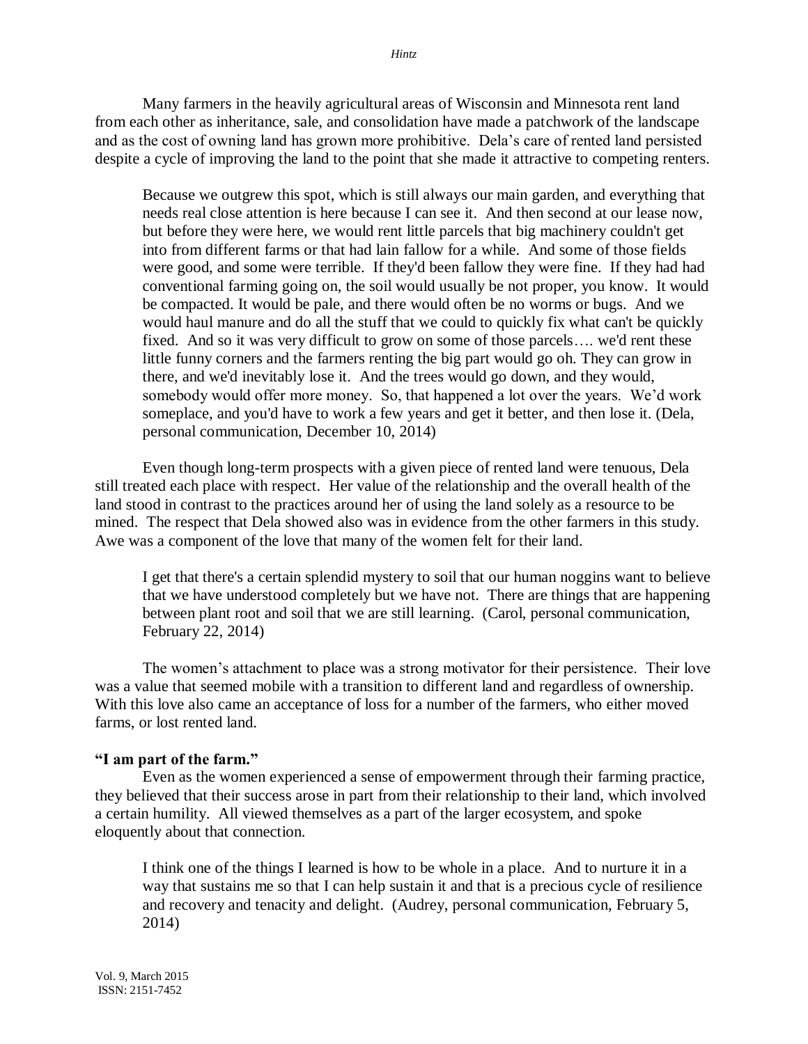Many farmers in the heavily agricultural areas of Wisconsin and Minnesota rent land from each other as inheritance, sale, and consolidation have made a patchwork of the landscape and as the cost of owning land has grown more prohibitive. Dela's care of rented land persisted despite a cycle of improving the land to the point that she made it attractive to competing renters.

> Because we outgrew this spot, which is still always our main garden, and everything that needs real close attention is here because I can see it. And then second at our lease now, but before they were here, we would rent little parcels that big machinery couldn't get into from different farms or that had lain fallow for a while. And some of those fields were good, and some were terrible. If they'd been fallow they were fine. If they had had conventional farming going on, the soil would usually be not proper, you know. It would be compacted. It would be pale, and there would often be no worms or bugs. And we would haul manure and do all the stuff that we could to quickly fix what can't be quickly fixed. And so it was very difficult to grow on some of those parcels…. we'd rent these little funny corners and the farmers renting the big part would go oh. They can grow in there, and we'd inevitably lose it. And the trees would go down, and they would, somebody would offer more money. So, that happened a lot over the years. We'd work someplace, and you'd have to work a few years and get it better, and then lose it. (Dela, personal communication, December 10, 2014)

Even though long-term prospects with a given piece of rented land were tenuous, Dela still treated each place with respect. Her value of the relationship and the overall health of the land stood in contrast to the practices around her of using the land solely as a resource to be mined. The respect that Dela showed also was in evidence from the other farmers in this study. Awe was a component of the love that many of the women felt for their land.

> I get that there's a certain splendid mystery to soil that our human noggins want to believe that we have understood completely but we have not. There are things that are happening between plant root and soil that we are still learning. (Carol, personal communication, February 22, 2014)

The women's attachment to place was a strong motivator for their persistence. Their love was a value that seemed mobile with a transition to different land and regardless of ownership. With this love also came an acceptance of loss for a number of the farmers, who either moved farms, or lost rented land.

**"I am part of the farm."**

Even as the women experienced a sense of empowerment through their farming practice, they believed that their success arose in part from their relationship to their land, which involved a certain humility. All viewed themselves as a part of the larger ecosystem, and spoke eloquently about that connection.

> I think one of the things I learned is how to be whole in a place. And to nurture it in a way that sustains me so that I can help sustain it and that is a precious cycle of resilience and recovery and tenacity and delight. (Audrey, personal communication, February 5, 2014)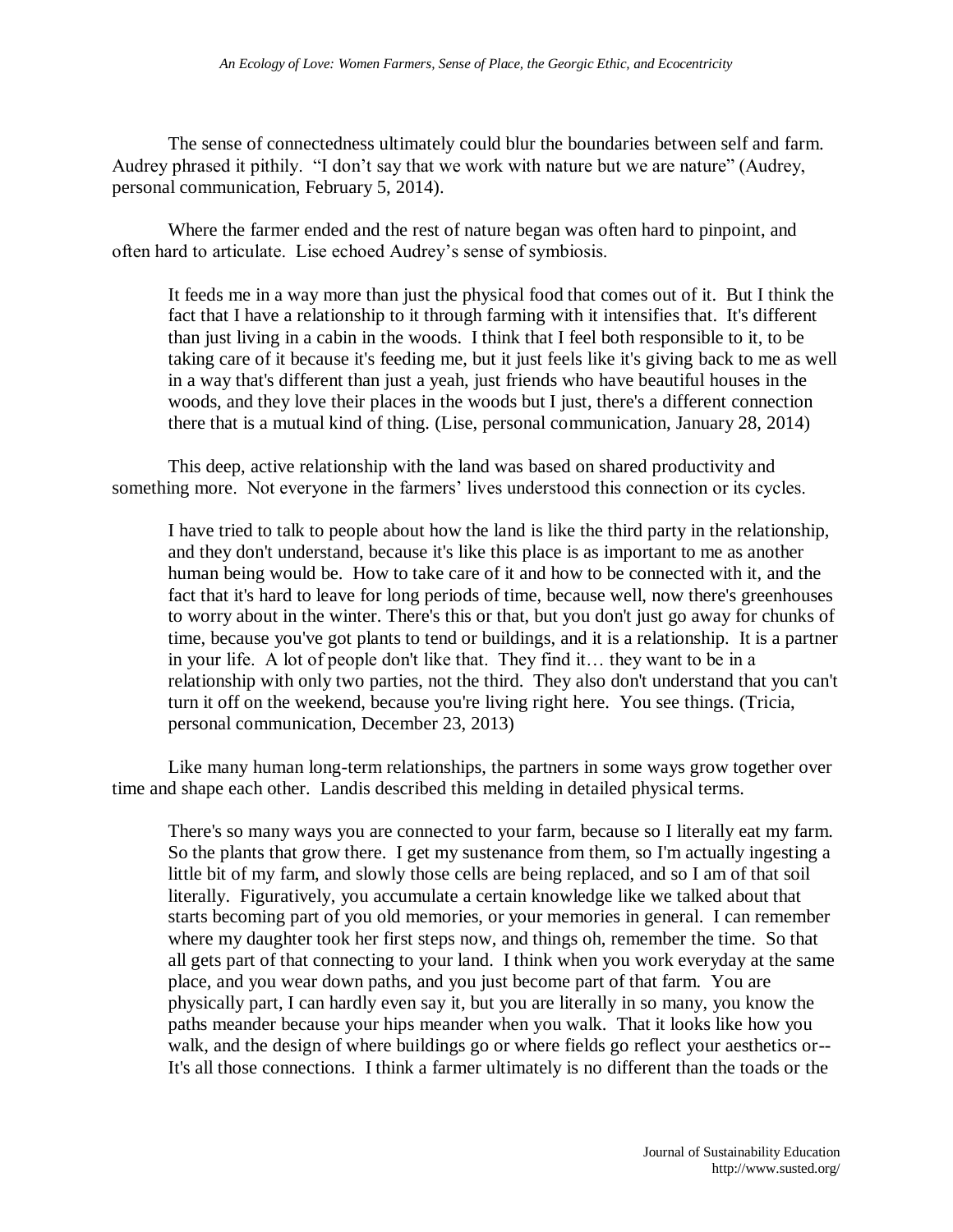The sense of connectedness ultimately could blur the boundaries between self and farm. Audrey phrased it pithily. "I don't say that we work with nature but we are nature" (Audrey, personal communication, February 5, 2014).

Where the farmer ended and the rest of nature began was often hard to pinpoint, and often hard to articulate. Lise echoed Audrey's sense of symbiosis.

> It feeds me in a way more than just the physical food that comes out of it. But I think the fact that I have a relationship to it through farming with it intensifies that. It's different than just living in a cabin in the woods. I think that I feel both responsible to it, to be taking care of it because it's feeding me, but it just feels like it's giving back to me as well in a way that's different than just a yeah, just friends who have beautiful houses in the woods, and they love their places in the woods but I just, there's a different connection there that is a mutual kind of thing. (Lise, personal communication, January 28, 2014)

This deep, active relationship with the land was based on shared productivity and something more. Not everyone in the farmers' lives understood this connection or its cycles.

> I have tried to talk to people about how the land is like the third party in the relationship, and they don't understand, because it's like this place is as important to me as another human being would be. How to take care of it and how to be connected with it, and the fact that it's hard to leave for long periods of time, because well, now there's greenhouses to worry about in the winter. There's this or that, but you don't just go away for chunks of time, because you've got plants to tend or buildings, and it is a relationship. It is a partner in your life. A lot of people don't like that. They find it… they want to be in a relationship with only two parties, not the third. They also don't understand that you can't turn it off on the weekend, because you're living right here. You see things. (Tricia, personal communication, December 23, 2013)

Like many human long-term relationships, the partners in some ways grow together over time and shape each other. Landis described this melding in detailed physical terms.

> There's so many ways you are connected to your farm, because so I literally eat my farm. So the plants that grow there. I get my sustenance from them, so I'm actually ingesting a little bit of my farm, and slowly those cells are being replaced, and so I am of that soil literally. Figuratively, you accumulate a certain knowledge like we talked about that starts becoming part of you old memories, or your memories in general. I can remember where my daughter took her first steps now, and things oh, remember the time. So that all gets part of that connecting to your land. I think when you work everyday at the same place, and you wear down paths, and you just become part of that farm. You are physically part, I can hardly even say it, but you are literally in so many, you know the paths meander because your hips meander when you walk. That it looks like how you walk, and the design of where buildings go or where fields go reflect your aesthetics or-- It's all those connections. I think a farmer ultimately is no different than the toads or the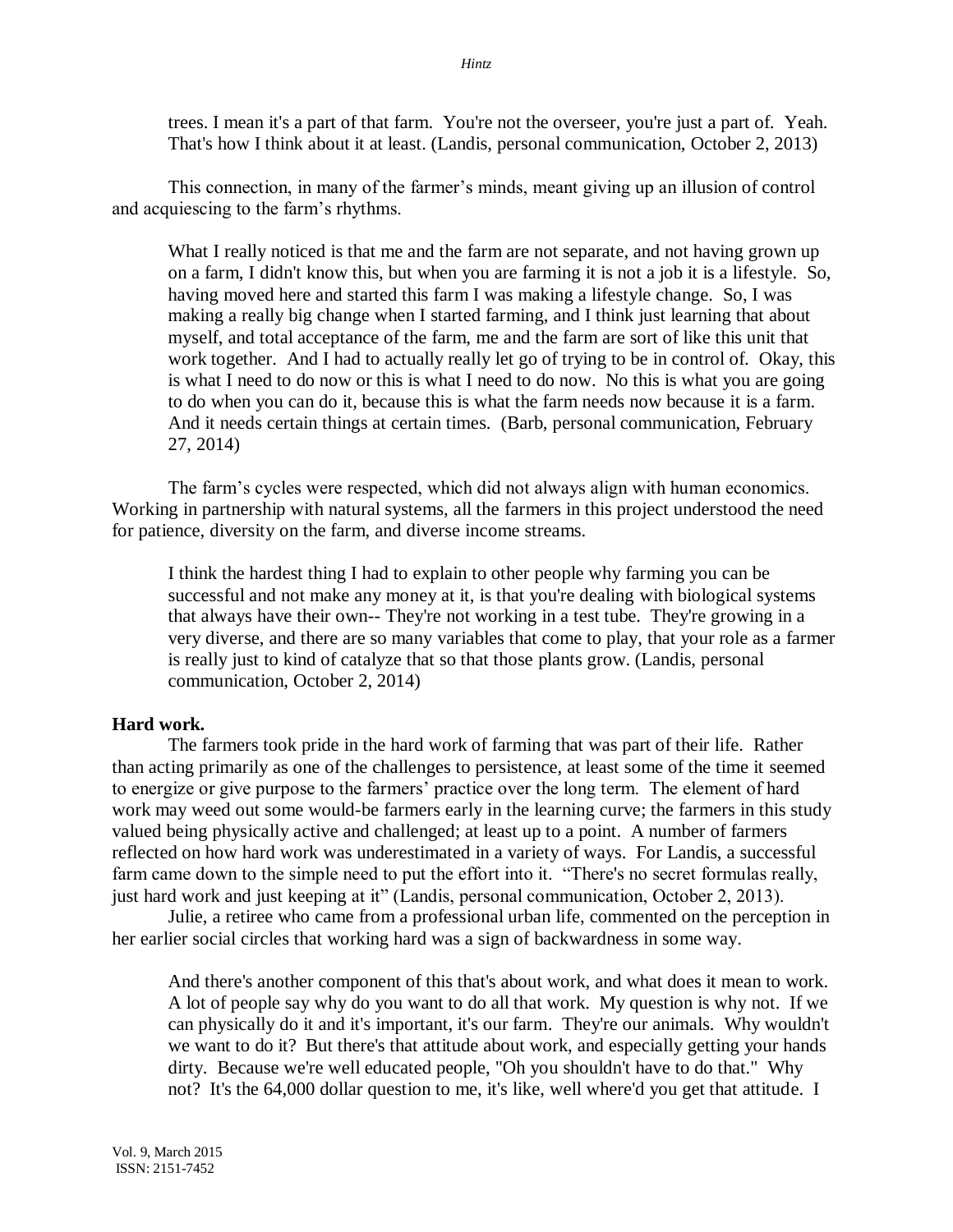> trees. I mean it's a part of that farm. You're not the overseer, you're just a part of. Yeah. That's how I think about it at least. (Landis, personal communication, October 2, 2013)

This connection, in many of the farmer's minds, meant giving up an illusion of control and acquiescing to the farm's rhythms.

> What I really noticed is that me and the farm are not separate, and not having grown up on a farm, I didn't know this, but when you are farming it is not a job it is a lifestyle. So, having moved here and started this farm I was making a lifestyle change. So, I was making a really big change when I started farming, and I think just learning that about myself, and total acceptance of the farm, me and the farm are sort of like this unit that work together. And I had to actually really let go of trying to be in control of. Okay, this is what I need to do now or this is what I need to do now. No this is what you are going to do when you can do it, because this is what the farm needs now because it is a farm. And it needs certain things at certain times. (Barb, personal communication, February 27, 2014)

The farm's cycles were respected, which did not always align with human economics. Working in partnership with natural systems, all the farmers in this project understood the need for patience, diversity on the farm, and diverse income streams.

> I think the hardest thing I had to explain to other people why farming you can be successful and not make any money at it, is that you're dealing with biological systems that always have their own-- They're not working in a test tube. They're growing in a very diverse, and there are so many variables that come to play, that your role as a farmer is really just to kind of catalyze that so that those plants grow. (Landis, personal communication, October 2, 2014)

**Hard work.**

The farmers took pride in the hard work of farming that was part of their life. Rather than acting primarily as one of the challenges to persistence, at least some of the time it seemed to energize or give purpose to the farmers' practice over the long term. The element of hard work may weed out some would-be farmers early in the learning curve; the farmers in this study valued being physically active and challenged; at least up to a point. A number of farmers reflected on how hard work was underestimated in a variety of ways. For Landis, a successful farm came down to the simple need to put the effort into it. "There's no secret formulas really, just hard work and just keeping at it" (Landis, personal communication, October 2, 2013).

Julie, a retiree who came from a professional urban life, commented on the perception in her earlier social circles that working hard was a sign of backwardness in some way.

> And there's another component of this that's about work, and what does it mean to work. A lot of people say why do you want to do all that work. My question is why not. If we can physically do it and it's important, it's our farm. They're our animals. Why wouldn't we want to do it? But there's that attitude about work, and especially getting your hands dirty. Because we're well educated people, "Oh you shouldn't have to do that." Why not? It's the 64,000 dollar question to me, it's like, well where'd you get that attitude. I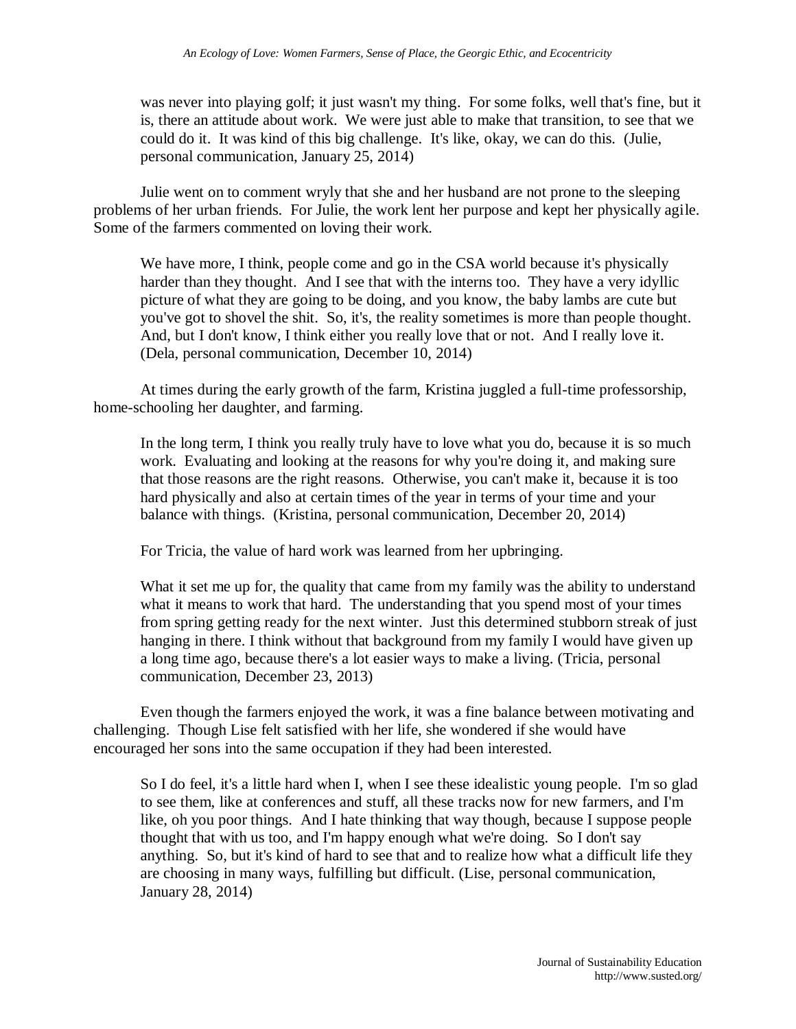> was never into playing golf; it just wasn't my thing. For some folks, well that's fine, but it is, there an attitude about work. We were just able to make that transition, to see that we could do it. It was kind of this big challenge. It's like, okay, we can do this. (Julie, personal communication, January 25, 2014)

Julie went on to comment wryly that she and her husband are not prone to the sleeping problems of her urban friends. For Julie, the work lent her purpose and kept her physically agile. Some of the farmers commented on loving their work.

> We have more, I think, people come and go in the CSA world because it's physically harder than they thought. And I see that with the interns too. They have a very idyllic picture of what they are going to be doing, and you know, the baby lambs are cute but you've got to shovel the shit. So, it's, the reality sometimes is more than people thought. And, but I don't know, I think either you really love that or not. And I really love it. (Dela, personal communication, December 10, 2014)

At times during the early growth of the farm, Kristina juggled a full-time professorship, home-schooling her daughter, and farming.

> In the long term, I think you really truly have to love what you do, because it is so much work. Evaluating and looking at the reasons for why you're doing it, and making sure that those reasons are the right reasons. Otherwise, you can't make it, because it is too hard physically and also at certain times of the year in terms of your time and your balance with things. (Kristina, personal communication, December 20, 2014)

For Tricia, the value of hard work was learned from her upbringing.

> What it set me up for, the quality that came from my family was the ability to understand what it means to work that hard. The understanding that you spend most of your times from spring getting ready for the next winter. Just this determined stubborn streak of just hanging in there. I think without that background from my family I would have given up a long time ago, because there's a lot easier ways to make a living. (Tricia, personal communication, December 23, 2013)

Even though the farmers enjoyed the work, it was a fine balance between motivating and challenging. Though Lise felt satisfied with her life, she wondered if she would have encouraged her sons into the same occupation if they had been interested.

> So I do feel, it's a little hard when I, when I see these idealistic young people. I'm so glad to see them, like at conferences and stuff, all these tracks now for new farmers, and I'm like, oh you poor things. And I hate thinking that way though, because I suppose people thought that with us too, and I'm happy enough what we're doing. So I don't say anything. So, but it's kind of hard to see that and to realize how what a difficult life they are choosing in many ways, fulfilling but difficult. (Lise, personal communication, January 28, 2014)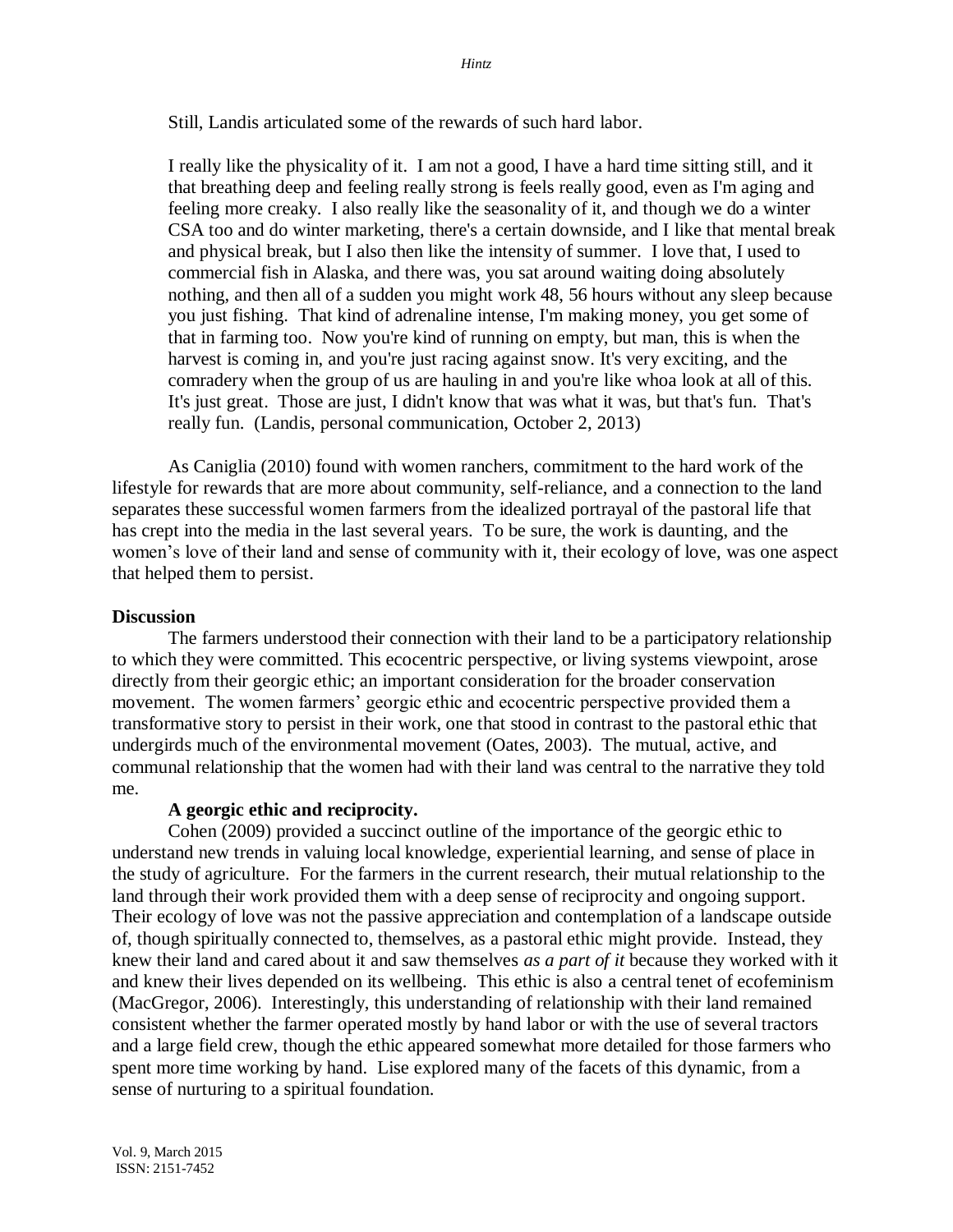Still, Landis articulated some of the rewards of such hard labor.

> I really like the physicality of it. I am not a good, I have a hard time sitting still, and it that breathing deep and feeling really strong is feels really good, even as I'm aging and feeling more creaky. I also really like the seasonality of it, and though we do a winter CSA too and do winter marketing, there's a certain downside, and I like that mental break and physical break, but I also then like the intensity of summer. I love that, I used to commercial fish in Alaska, and there was, you sat around waiting doing absolutely nothing, and then all of a sudden you might work 48, 56 hours without any sleep because you just fishing. That kind of adrenaline intense, I'm making money, you get some of that in farming too. Now you're kind of running on empty, but man, this is when the harvest is coming in, and you're just racing against snow. It's very exciting, and the comradery when the group of us are hauling in and you're like whoa look at all of this. It's just great. Those are just, I didn't know that was what it was, but that's fun. That's really fun. (Landis, personal communication, October 2, 2013)

As Caniglia (2010) found with women ranchers, commitment to the hard work of the lifestyle for rewards that are more about community, self-reliance, and a connection to the land separates these successful women farmers from the idealized portrayal of the pastoral life that has crept into the media in the last several years. To be sure, the work is daunting, and the women's love of their land and sense of community with it, their ecology of love, was one aspect that helped them to persist.

## Discussion

The farmers understood their connection with their land to be a participatory relationship to which they were committed. This ecocentric perspective, or living systems viewpoint, arose directly from their georgic ethic; an important consideration for the broader conservation movement. The women farmers' georgic ethic and ecocentric perspective provided them a transformative story to persist in their work, one that stood in contrast to the pastoral ethic that undergirds much of the environmental movement (Oates, 2003). The mutual, active, and communal relationship that the women had with their land was central to the narrative they told me.

### A georgic ethic and reciprocity.

Cohen (2009) provided a succinct outline of the importance of the georgic ethic to understand new trends in valuing local knowledge, experiential learning, and sense of place in the study of agriculture. For the farmers in the current research, their mutual relationship to the land through their work provided them with a deep sense of reciprocity and ongoing support. Their ecology of love was not the passive appreciation and contemplation of a landscape outside of, though spiritually connected to, themselves, as a pastoral ethic might provide. Instead, they knew their land and cared about it and saw themselves *as a part of it* because they worked with it and knew their lives depended on its wellbeing. This ethic is also a central tenet of ecofeminism (MacGregor, 2006). Interestingly, this understanding of relationship with their land remained consistent whether the farmer operated mostly by hand labor or with the use of several tractors and a large field crew, though the ethic appeared somewhat more detailed for those farmers who spent more time working by hand. Lise explored many of the facets of this dynamic, from a sense of nurturing to a spiritual foundation.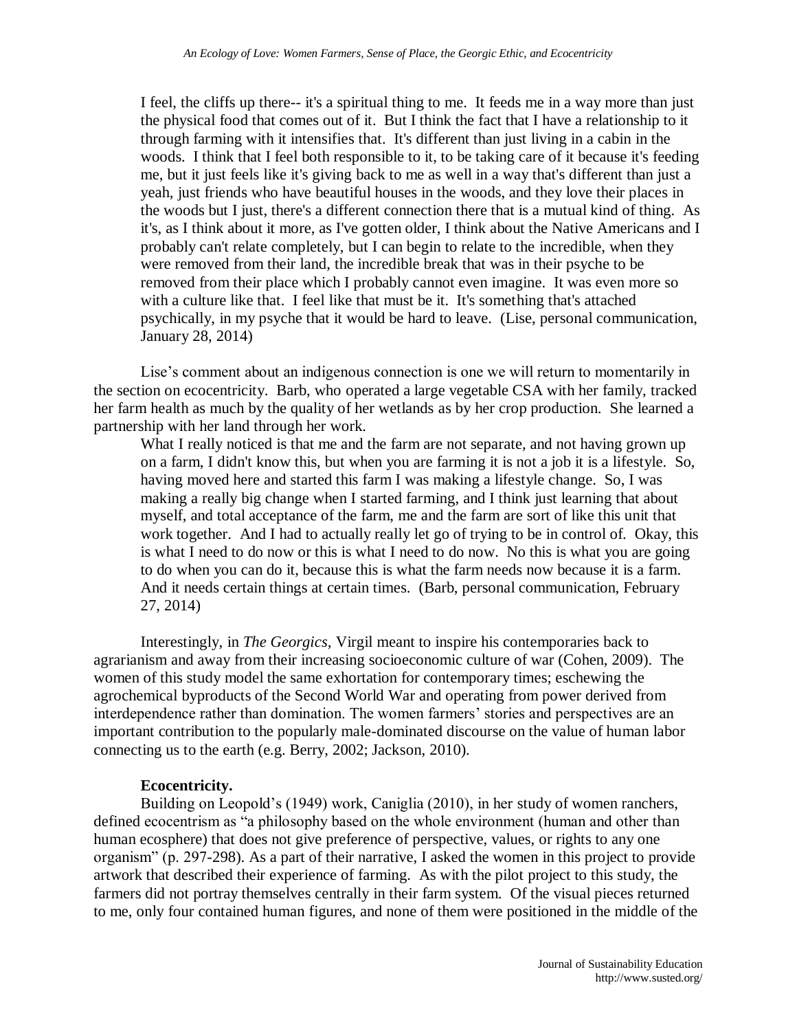> I feel, the cliffs up there-- it's a spiritual thing to me. It feeds me in a way more than just the physical food that comes out of it. But I think the fact that I have a relationship to it through farming with it intensifies that. It's different than just living in a cabin in the woods. I think that I feel both responsible to it, to be taking care of it because it's feeding me, but it just feels like it's giving back to me as well in a way that's different than just a yeah, just friends who have beautiful houses in the woods, and they love their places in the woods but I just, there's a different connection there that is a mutual kind of thing. As it's, as I think about it more, as I've gotten older, I think about the Native Americans and I probably can't relate completely, but I can begin to relate to the incredible, when they were removed from their land, the incredible break that was in their psyche to be removed from their place which I probably cannot even imagine. It was even more so with a culture like that. I feel like that must be it. It's something that's attached psychically, in my psyche that it would be hard to leave. (Lise, personal communication, January 28, 2014)

Lise's comment about an indigenous connection is one we will return to momentarily in the section on ecocentricity. Barb, who operated a large vegetable CSA with her family, tracked her farm health as much by the quality of her wetlands as by her crop production. She learned a partnership with her land through her work.

> What I really noticed is that me and the farm are not separate, and not having grown up on a farm, I didn't know this, but when you are farming it is not a job it is a lifestyle. So, having moved here and started this farm I was making a lifestyle change. So, I was making a really big change when I started farming, and I think just learning that about myself, and total acceptance of the farm, me and the farm are sort of like this unit that work together. And I had to actually really let go of trying to be in control of. Okay, this is what I need to do now or this is what I need to do now. No this is what you are going to do when you can do it, because this is what the farm needs now because it is a farm. And it needs certain things at certain times. (Barb, personal communication, February 27, 2014)

Interestingly, in *The Georgics*, Virgil meant to inspire his contemporaries back to agrarianism and away from their increasing socioeconomic culture of war (Cohen, 2009). The women of this study model the same exhortation for contemporary times; eschewing the agrochemical byproducts of the Second World War and operating from power derived from interdependence rather than domination. The women farmers' stories and perspectives are an important contribution to the popularly male-dominated discourse on the value of human labor connecting us to the earth (e.g. Berry, 2002; Jackson, 2010).

**Ecocentricity.**

Building on Leopold's (1949) work, Caniglia (2010), in her study of women ranchers, defined ecocentrism as "a philosophy based on the whole environment (human and other than human ecosphere) that does not give preference of perspective, values, or rights to any one organism" (p. 297-298). As a part of their narrative, I asked the women in this project to provide artwork that described their experience of farming. As with the pilot project to this study, the farmers did not portray themselves centrally in their farm system. Of the visual pieces returned to me, only four contained human figures, and none of them were positioned in the middle of the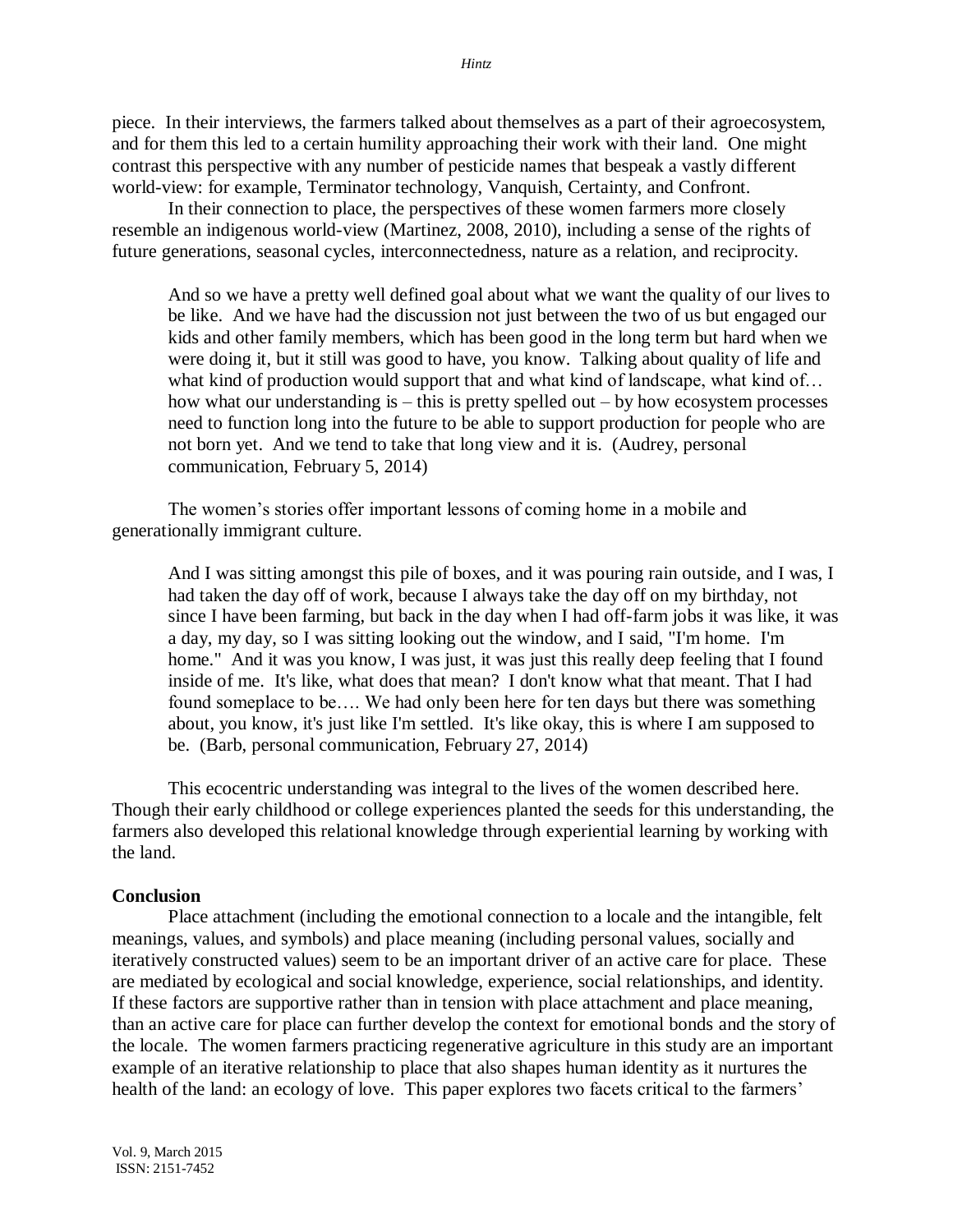piece. In their interviews, the farmers talked about themselves as a part of their agroecosystem, and for them this led to a certain humility approaching their work with their land. One might contrast this perspective with any number of pesticide names that bespeak a vastly different world-view: for example, Terminator technology, Vanquish, Certainty, and Confront.

In their connection to place, the perspectives of these women farmers more closely resemble an indigenous world-view (Martinez, 2008, 2010), including a sense of the rights of future generations, seasonal cycles, interconnectedness, nature as a relation, and reciprocity.

> And so we have a pretty well defined goal about what we want the quality of our lives to be like. And we have had the discussion not just between the two of us but engaged our kids and other family members, which has been good in the long term but hard when we were doing it, but it still was good to have, you know. Talking about quality of life and what kind of production would support that and what kind of landscape, what kind of… how what our understanding is – this is pretty spelled out – by how ecosystem processes need to function long into the future to be able to support production for people who are not born yet. And we tend to take that long view and it is. (Audrey, personal communication, February 5, 2014)

The women's stories offer important lessons of coming home in a mobile and generationally immigrant culture.

> And I was sitting amongst this pile of boxes, and it was pouring rain outside, and I was, I had taken the day off of work, because I always take the day off on my birthday, not since I have been farming, but back in the day when I had off-farm jobs it was like, it was a day, my day, so I was sitting looking out the window, and I said, "I'm home. I'm home." And it was you know, I was just, it was just this really deep feeling that I found inside of me. It's like, what does that mean? I don't know what that meant. That I had found someplace to be…. We had only been here for ten days but there was something about, you know, it's just like I'm settled. It's like okay, this is where I am supposed to be. (Barb, personal communication, February 27, 2014)

This ecocentric understanding was integral to the lives of the women described here. Though their early childhood or college experiences planted the seeds for this understanding, the farmers also developed this relational knowledge through experiential learning by working with the land.

## Conclusion

Place attachment (including the emotional connection to a locale and the intangible, felt meanings, values, and symbols) and place meaning (including personal values, socially and iteratively constructed values) seem to be an important driver of an active care for place. These are mediated by ecological and social knowledge, experience, social relationships, and identity. If these factors are supportive rather than in tension with place attachment and place meaning, than an active care for place can further develop the context for emotional bonds and the story of the locale. The women farmers practicing regenerative agriculture in this study are an important example of an iterative relationship to place that also shapes human identity as it nurtures the health of the land: an ecology of love. This paper explores two facets critical to the farmers'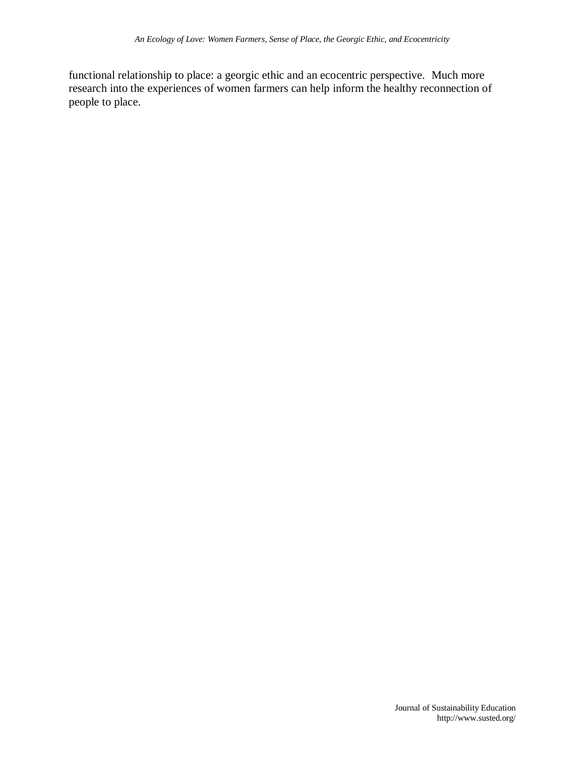functional relationship to place: a georgic ethic and an ecocentric perspective. Much more research into the experiences of women farmers can help inform the healthy reconnection of people to place.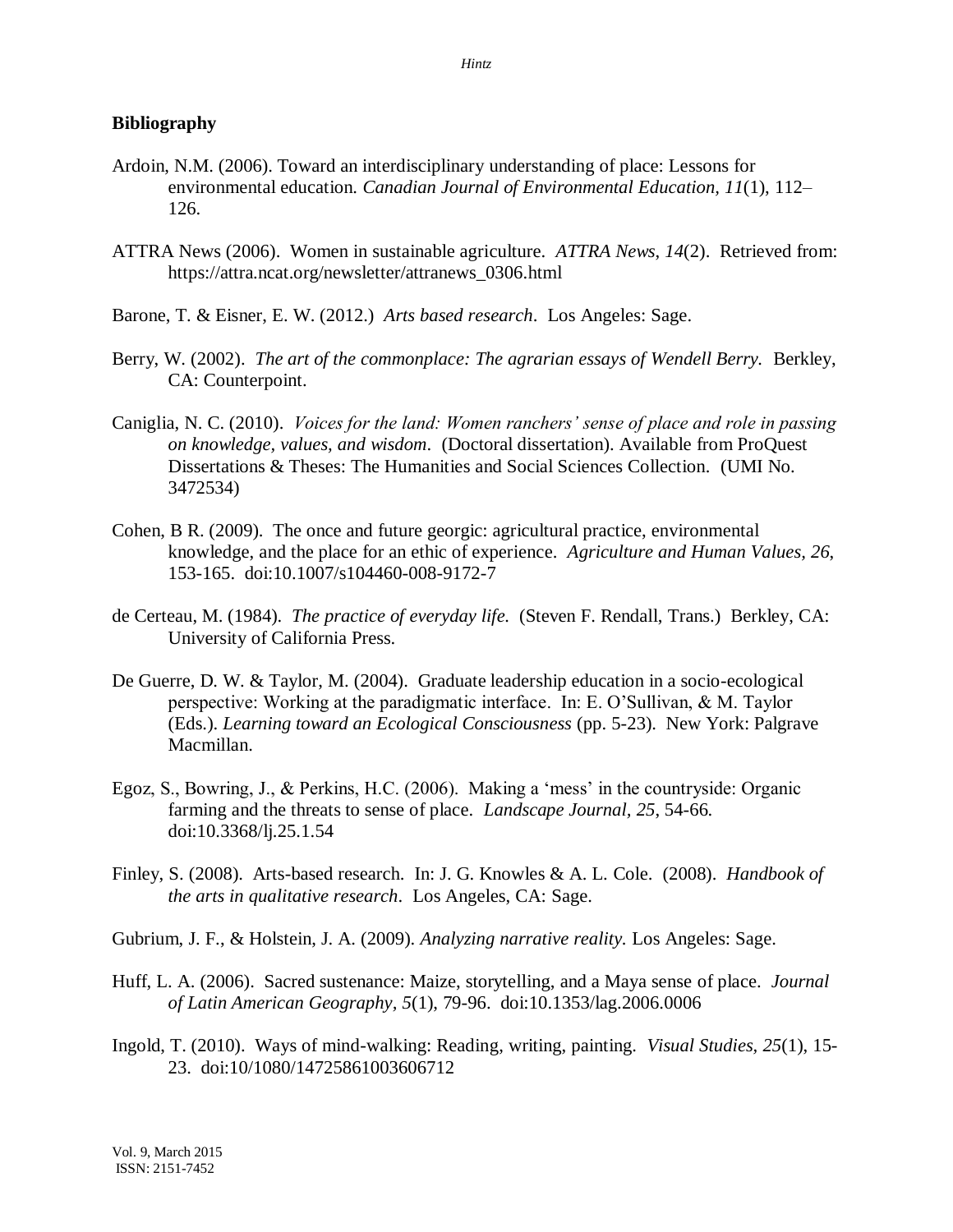## Bibliography

Ardoin, N.M. (2006). Toward an interdisciplinary understanding of place: Lessons for environmental education. *Canadian Journal of Environmental Education*, *11*(1), 112–126.

ATTRA News (2006). Women in sustainable agriculture. *ATTRA News*, *14*(2). Retrieved from: https://attra.ncat.org/newsletter/attranews_0306.html

Barone, T. & Eisner, E. W. (2012.) *Arts based research*. Los Angeles: Sage.

Berry, W. (2002). *The art of the commonplace: The agrarian essays of Wendell Berry.* Berkley, CA: Counterpoint.

Caniglia, N. C. (2010). *Voices for the land: Women ranchers' sense of place and role in passing on knowledge, values, and wisdom*. (Doctoral dissertation). Available from ProQuest Dissertations & Theses: The Humanities and Social Sciences Collection. (UMI No. 3472534)

Cohen, B R. (2009). The once and future georgic: agricultural practice, environmental knowledge, and the place for an ethic of experience. *Agriculture and Human Values, 26*, 153-165. doi:10.1007/s104460-008-9172-7

de Certeau, M. (1984). *The practice of everyday life.* (Steven F. Rendall, Trans.) Berkley, CA: University of California Press.

De Guerre, D. W. & Taylor, M. (2004). Graduate leadership education in a socio-ecological perspective: Working at the paradigmatic interface. In: E. O'Sullivan, & M. Taylor (Eds.). *Learning toward an Ecological Consciousness* (pp. 5-23). New York: Palgrave Macmillan.

Egoz, S., Bowring, J., & Perkins, H.C. (2006). Making a 'mess' in the countryside: Organic farming and the threats to sense of place. *Landscape Journal, 25*, 54-66. doi:10.3368/lj.25.1.54

Finley, S. (2008). Arts-based research. In: J. G. Knowles & A. L. Cole. (2008). *Handbook of the arts in qualitative research*. Los Angeles, CA: Sage.

Gubrium, J. F., & Holstein, J. A. (2009). *Analyzing narrative reality.* Los Angeles: Sage.

Huff, L. A. (2006). Sacred sustenance: Maize, storytelling, and a Maya sense of place. *Journal of Latin American Geography, 5*(1), 79-96. doi:10.1353/lag.2006.0006

Ingold, T. (2010). Ways of mind-walking: Reading, writing, painting. *Visual Studies, 25*(1), 15-23. doi:10/1080/14725861003606712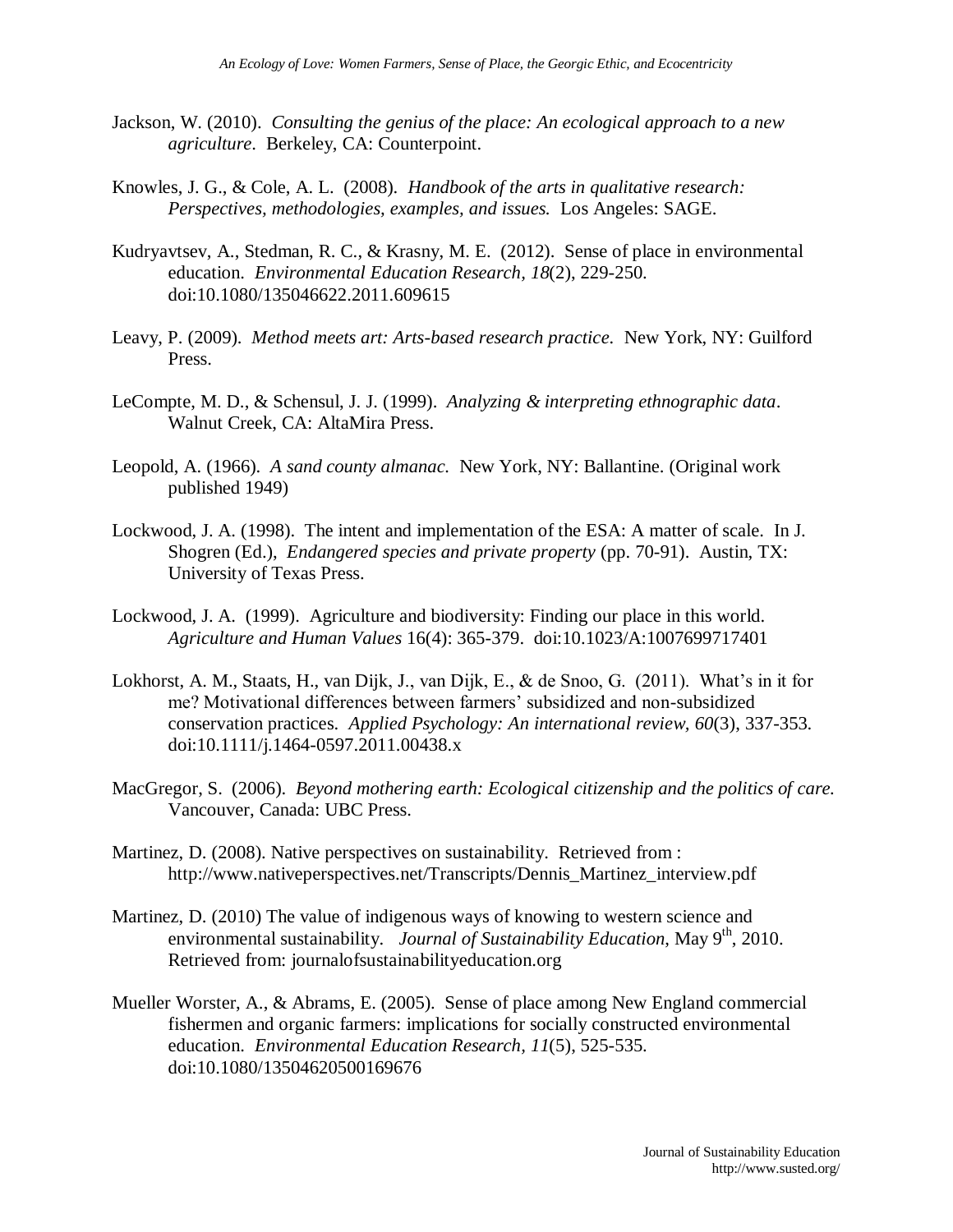Jackson, W. (2010). *Consulting the genius of the place: An ecological approach to a new agriculture*. Berkeley, CA: Counterpoint.

Knowles, J. G., & Cole, A. L. (2008). *Handbook of the arts in qualitative research: Perspectives, methodologies, examples, and issues.* Los Angeles: SAGE.

Kudryavtsev, A., Stedman, R. C., & Krasny, M. E. (2012). Sense of place in environmental education. *Environmental Education Research, 18*(2), 229-250. doi:10.1080/135046622.2011.609615

Leavy, P. (2009). *Method meets art: Arts-based research practice.* New York, NY: Guilford Press.

LeCompte, M. D., & Schensul, J. J. (1999). *Analyzing & interpreting ethnographic data*. Walnut Creek, CA: AltaMira Press.

Leopold, A. (1966). *A sand county almanac.* New York, NY: Ballantine. (Original work published 1949)

Lockwood, J. A. (1998). The intent and implementation of the ESA: A matter of scale. In J. Shogren (Ed.), *Endangered species and private property* (pp. 70-91). Austin, TX: University of Texas Press.

Lockwood, J. A. (1999). Agriculture and biodiversity: Finding our place in this world. *Agriculture and Human Values* 16(4): 365-379. doi:10.1023/A:1007699717401

Lokhorst, A. M., Staats, H., van Dijk, J., van Dijk, E., & de Snoo, G. (2011). What's in it for me? Motivational differences between farmers' subsidized and non-subsidized conservation practices. *Applied Psychology: An international review, 60*(3), 337-353. doi:10.1111/j.1464-0597.2011.00438.x

MacGregor, S. (2006). *Beyond mothering earth: Ecological citizenship and the politics of care.* Vancouver, Canada: UBC Press.

Martinez, D. (2008). Native perspectives on sustainability. Retrieved from : http://www.nativeperspectives.net/Transcripts/Dennis_Martinez_interview.pdf

Martinez, D. (2010) The value of indigenous ways of knowing to western science and environmental sustainability. *Journal of Sustainability Education*, May 9th, 2010. Retrieved from: journalofsustainabilityeducation.org

Mueller Worster, A., & Abrams, E. (2005). Sense of place among New England commercial fishermen and organic farmers: implications for socially constructed environmental education. *Environmental Education Research, 11*(5), 525-535. doi:10.1080/13504620500169676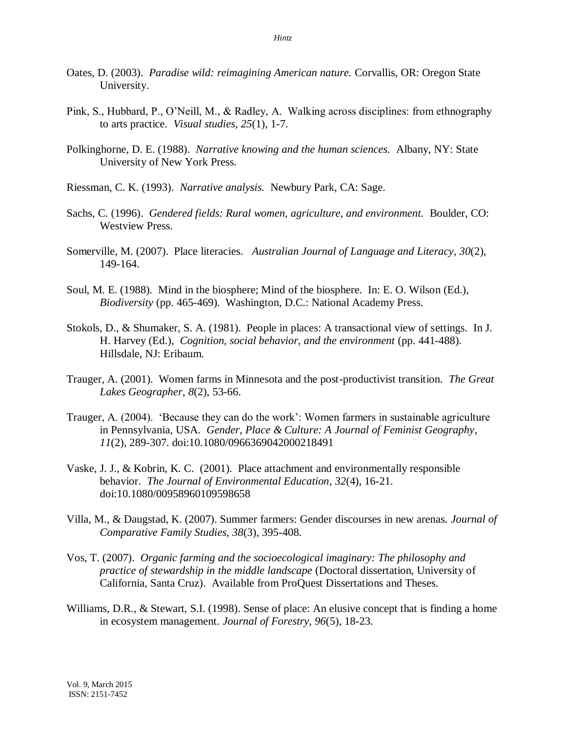Oates, D. (2003). *Paradise wild: reimagining American nature.* Corvallis, OR: Oregon State University.

Pink, S., Hubbard, P., O'Neill, M., & Radley, A. Walking across disciplines: from ethnography to arts practice. *Visual studies, 25*(1), 1-7.

Polkinghorne, D. E. (1988). *Narrative knowing and the human sciences.* Albany, NY: State University of New York Press.

Riessman, C. K. (1993). *Narrative analysis.* Newbury Park, CA: Sage.

Sachs, C. (1996). *Gendered fields: Rural women, agriculture, and environment.* Boulder, CO: Westview Press.

Somerville, M. (2007). Place literacies. *Australian Journal of Language and Literacy, 30*(2), 149-164.

Soul, M. E. (1988). Mind in the biosphere; Mind of the biosphere. In: E. O. Wilson (Ed.), *Biodiversity* (pp. 465-469). Washington, D.C.: National Academy Press.

Stokols, D., & Shumaker, S. A. (1981). People in places: A transactional view of settings. In J. H. Harvey (Ed.), *Cognition, social behavior, and the environment* (pp. 441-488). Hillsdale, NJ: Eribaum.

Trauger, A. (2001). Women farms in Minnesota and the post-productivist transition. *The Great Lakes Geographer, 8*(2), 53-66.

Trauger, A. (2004). 'Because they can do the work': Women farmers in sustainable agriculture in Pennsylvania, USA. *Gender, Place & Culture: A Journal of Feminist Geography, 11*(2), 289-307. doi:10.1080/0966369042000218491

Vaske, J. J., & Kobrin, K. C. (2001). Place attachment and environmentally responsible behavior. *The Journal of Environmental Education, 32*(4), 16-21. doi:10.1080/00958960109598658

Villa, M., & Daugstad, K. (2007). Summer farmers: Gender discourses in new arenas. *Journal of Comparative Family Studies, 38*(3), 395-408.

Vos, T. (2007). *Organic farming and the socioecological imaginary: The philosophy and practice of stewardship in the middle landscape* (Doctoral dissertation, University of California, Santa Cruz). Available from ProQuest Dissertations and Theses.

Williams, D.R., & Stewart, S.I. (1998). Sense of place: An elusive concept that is finding a home in ecosystem management. *Journal of Forestry, 96*(5), 18-23.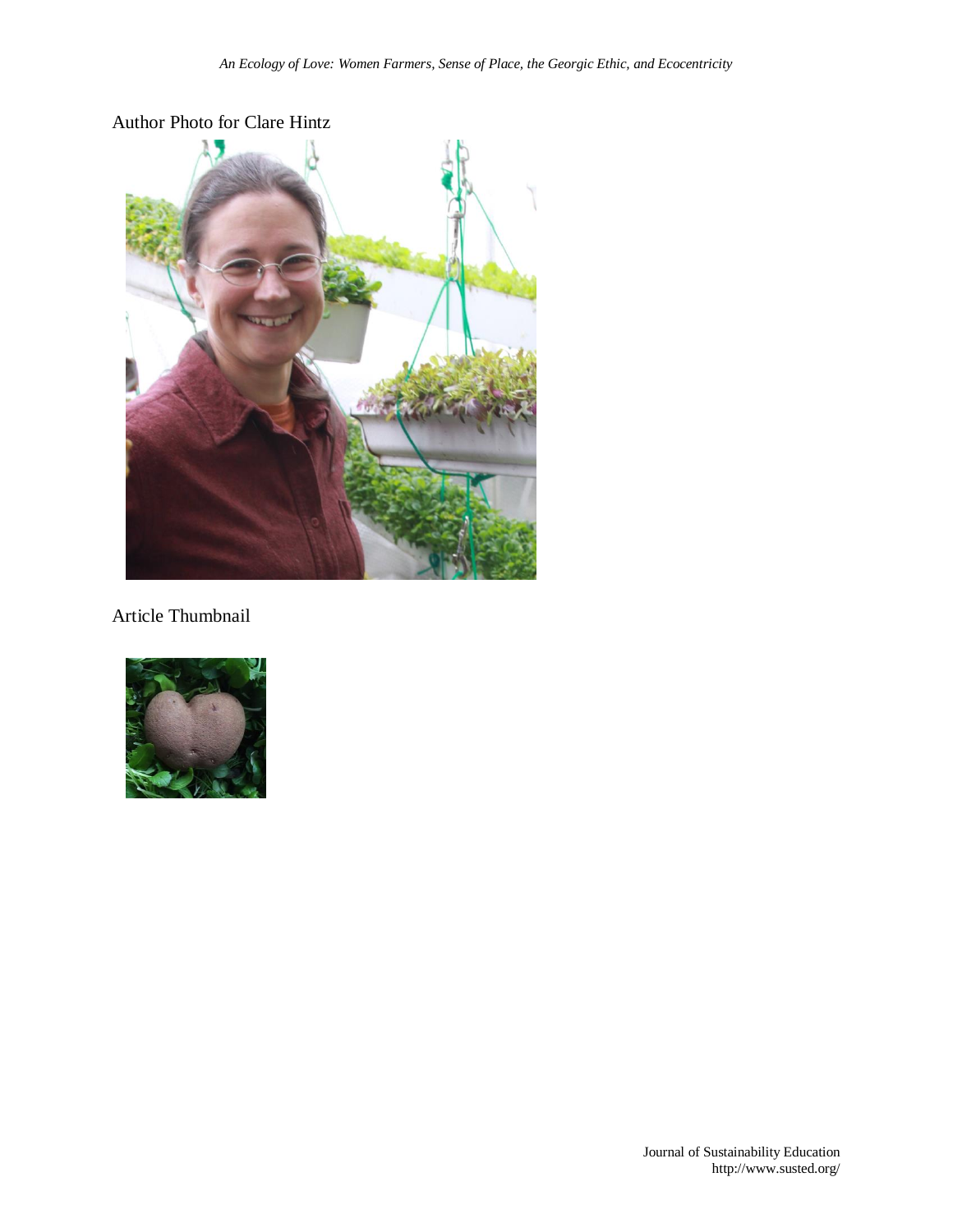Author Photo for Clare Hintz

Article Thumbnail